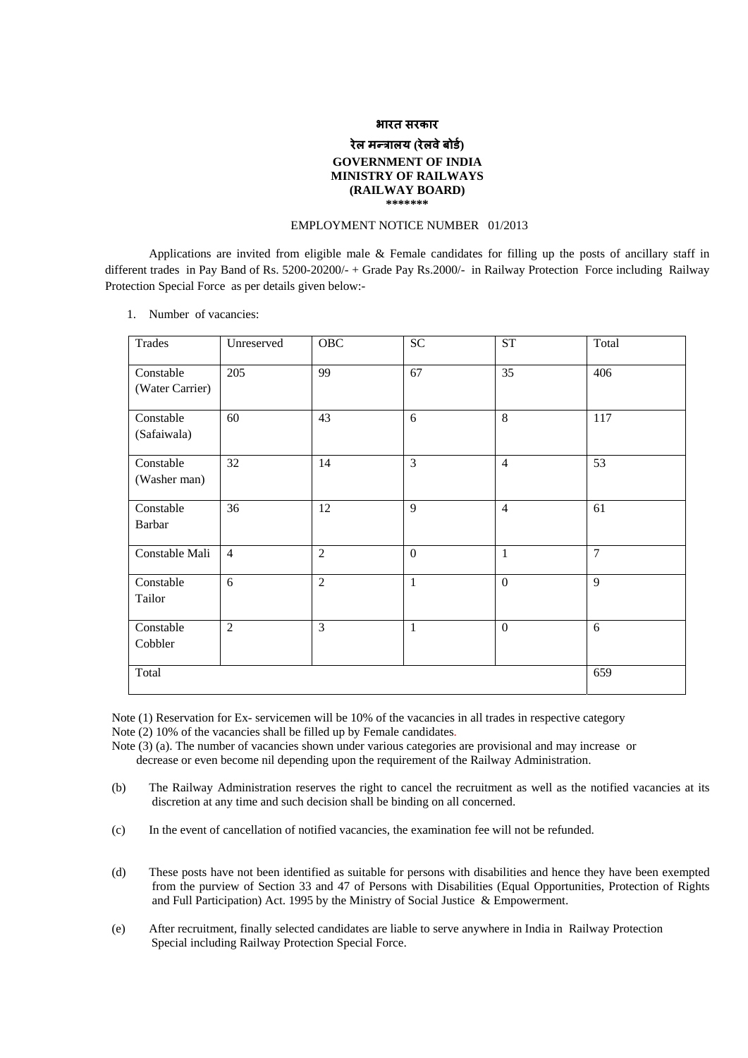**भारत सरकार**

**रेल मन्त्रालय (रेलवे बोर्ड)**

**GOVERNMENT OF INDIA**
**MINISTRY OF RAILWAYS**
**(RAILWAY BOARD)**
**\*\*\*\*\*\*\***

EMPLOYMENT NOTICE NUMBER 01/2013

Applications are invited from eligible male & Female candidates for filling up the posts of ancillary staff in different trades in Pay Band of Rs. 5200-20200/- + Grade Pay Rs.2000/- in Railway Protection Force including Railway Protection Special Force as per details given below:-

1. Number of vacancies:

| Trades | Unreserved | OBC | SC | ST | Total |
|---|---|---|---|---|---|
| Constable (Water Carrier) | 205 | 99 | 67 | 35 | 406 |
| Constable (Safaiwala) | 60 | 43 | 6 | 8 | 117 |
| Constable (Washer man) | 32 | 14 | 3 | 4 | 53 |
| Constable Barbar | 36 | 12 | 9 | 4 | 61 |
| Constable Mali | 4 | 2 | 0 | 1 | 7 |
| Constable Tailor | 6 | 2 | 1 | 0 | 9 |
| Constable Cobbler | 2 | 3 | 1 | 0 | 6 |
| Total | | | | | 659 |

Note (1) Reservation for Ex- servicemen will be 10% of the vacancies in all trades in respective category

Note (2) 10% of the vacancies shall be filled up by Female candidates.

Note (3) (a). The number of vacancies shown under various categories are provisional and may increase or decrease or even become nil depending upon the requirement of the Railway Administration.

(b) The Railway Administration reserves the right to cancel the recruitment as well as the notified vacancies at its discretion at any time and such decision shall be binding on all concerned.

(c) In the event of cancellation of notified vacancies, the examination fee will not be refunded.

(d) These posts have not been identified as suitable for persons with disabilities and hence they have been exempted from the purview of Section 33 and 47 of Persons with Disabilities (Equal Opportunities, Protection of Rights and Full Participation) Act. 1995 by the Ministry of Social Justice & Empowerment.

(e) After recruitment, finally selected candidates are liable to serve anywhere in India in Railway Protection Special including Railway Protection Special Force.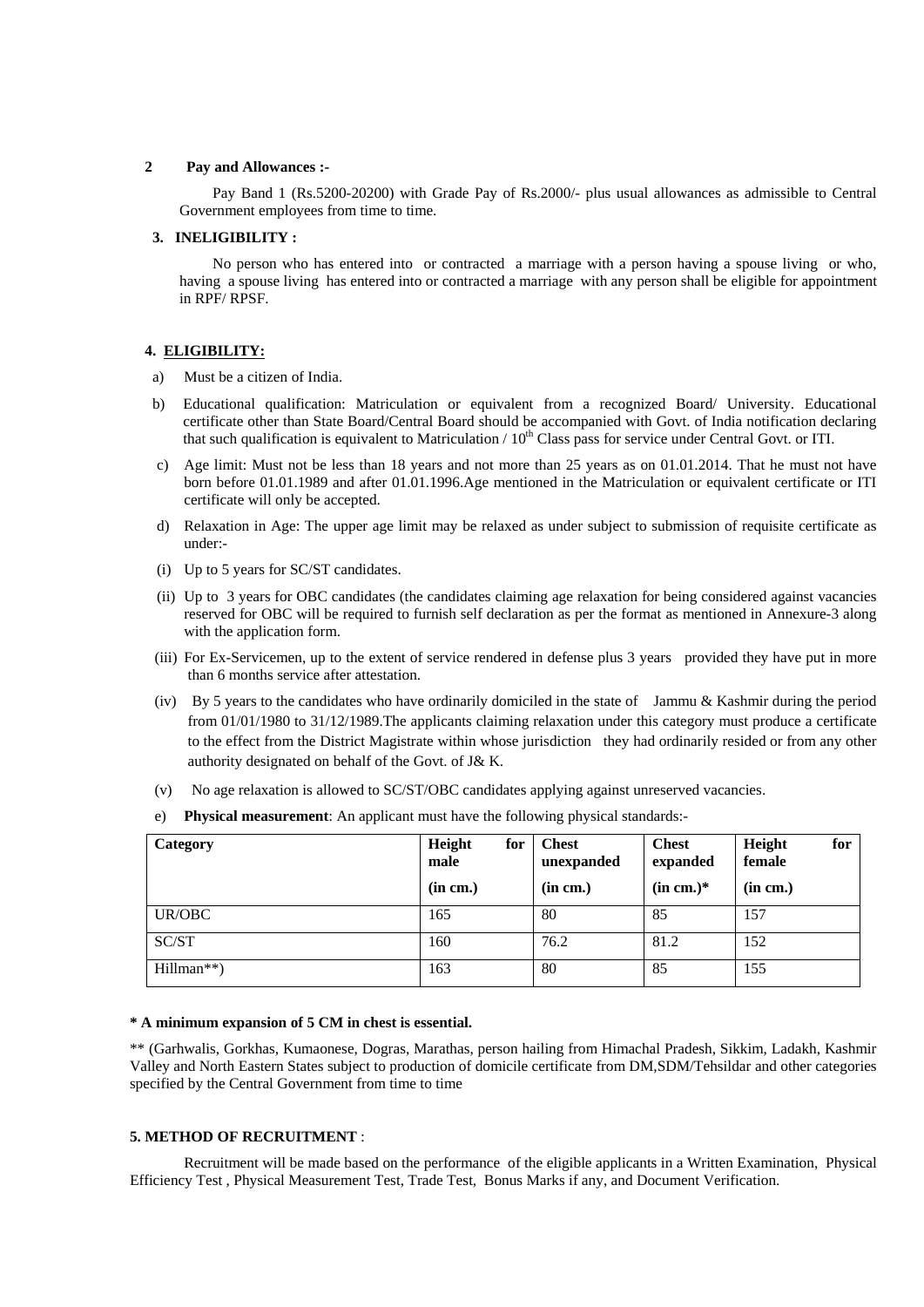**2 Pay and Allowances :-**

Pay Band 1 (Rs.5200-20200) with Grade Pay of Rs.2000/- plus usual allowances as admissible to Central Government employees from time to time.

**3. INELIGIBILITY :**

No person who has entered into or contracted a marriage with a person having a spouse living or who, having a spouse living has entered into or contracted a marriage with any person shall be eligible for appointment in RPF/ RPSF.

**4. ELIGIBILITY:**

a) Must be a citizen of India.

b) Educational qualification: Matriculation or equivalent from a recognized Board/ University. Educational certificate other than State Board/Central Board should be accompanied with Govt. of India notification declaring that such qualification is equivalent to Matriculation / 10th Class pass for service under Central Govt. or ITI.

c) Age limit: Must not be less than 18 years and not more than 25 years as on 01.01.2014. That he must not have born before 01.01.1989 and after 01.01.1996.Age mentioned in the Matriculation or equivalent certificate or ITI certificate will only be accepted.

d) Relaxation in Age: The upper age limit may be relaxed as under subject to submission of requisite certificate as under:-

(i) Up to 5 years for SC/ST candidates.

(ii) Up to 3 years for OBC candidates (the candidates claiming age relaxation for being considered against vacancies reserved for OBC will be required to furnish self declaration as per the format as mentioned in Annexure-3 along with the application form.

(iii) For Ex-Servicemen, up to the extent of service rendered in defense plus 3 years provided they have put in more than 6 months service after attestation.

(iv) By 5 years to the candidates who have ordinarily domiciled in the state of Jammu & Kashmir during the period from 01/01/1980 to 31/12/1989.The applicants claiming relaxation under this category must produce a certificate to the effect from the District Magistrate within whose jurisdiction they had ordinarily resided or from any other authority designated on behalf of the Govt. of J& K.

(v) No age relaxation is allowed to SC/ST/OBC candidates applying against unreserved vacancies.

e) **Physical measurement**: An applicant must have the following physical standards:-

| Category | Height for male (in cm.) | Chest unexpanded (in cm.) | Chest expanded (in cm.)* | Height for female (in cm.) |
|---|---|---|---|---|
| UR/OBC | 165 | 80 | 85 | 157 |
| SC/ST | 160 | 76.2 | 81.2 | 152 |
| Hillman**) | 163 | 80 | 85 | 155 |

**\* A minimum expansion of 5 CM in chest is essential.**

** (Garhwalis, Gorkhas, Kumaonese, Dogras, Marathas, person hailing from Himachal Pradesh, Sikkim, Ladakh, Kashmir Valley and North Eastern States subject to production of domicile certificate from DM,SDM/Tehsildar and other categories specified by the Central Government from time to time

**5. METHOD OF RECRUITMENT** :

Recruitment will be made based on the performance of the eligible applicants in a Written Examination, Physical Efficiency Test , Physical Measurement Test, Trade Test, Bonus Marks if any, and Document Verification.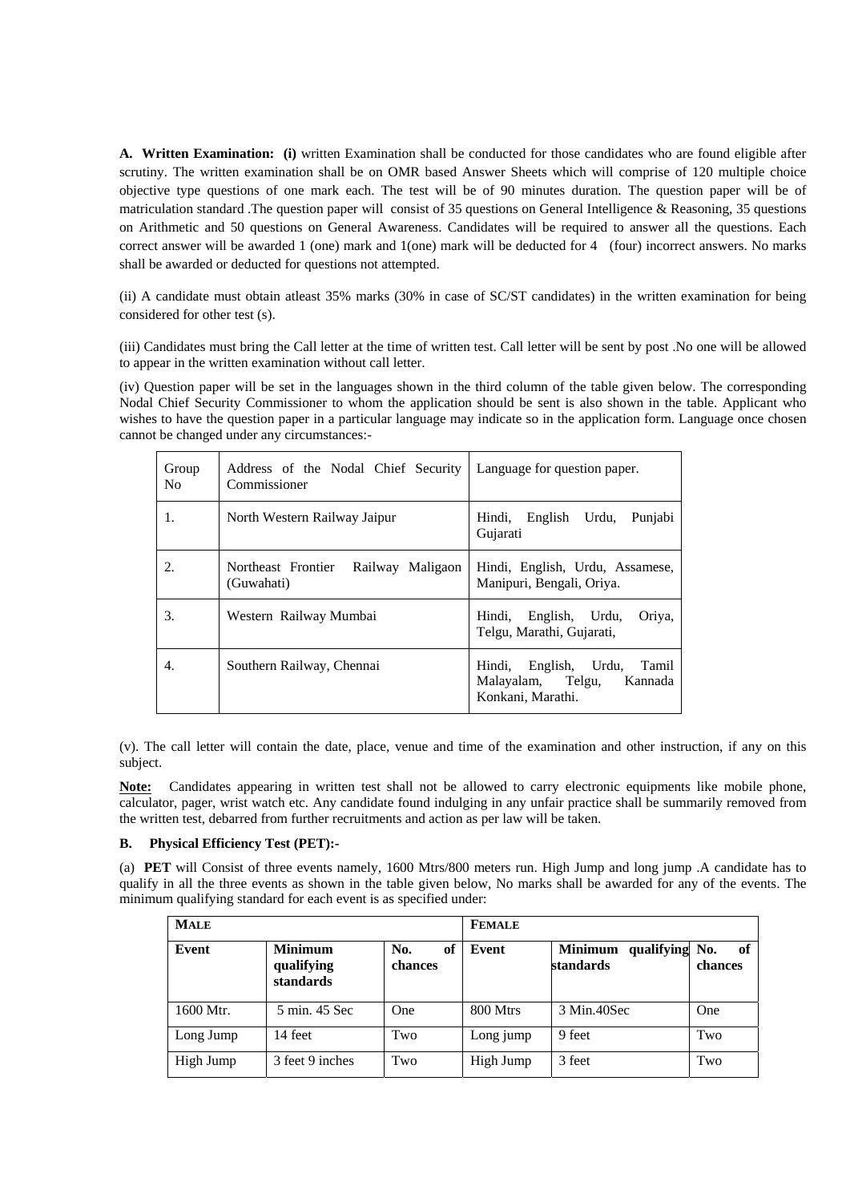**A. Written Examination: (i)** written Examination shall be conducted for those candidates who are found eligible after scrutiny. The written examination shall be on OMR based Answer Sheets which will comprise of 120 multiple choice objective type questions of one mark each. The test will be of 90 minutes duration. The question paper will be of matriculation standard .The question paper will consist of 35 questions on General Intelligence & Reasoning, 35 questions on Arithmetic and 50 questions on General Awareness. Candidates will be required to answer all the questions. Each correct answer will be awarded 1 (one) mark and 1(one) mark will be deducted for 4 (four) incorrect answers. No marks shall be awarded or deducted for questions not attempted.

(ii) A candidate must obtain atleast 35% marks (30% in case of SC/ST candidates) in the written examination for being considered for other test (s).

(iii) Candidates must bring the Call letter at the time of written test. Call letter will be sent by post .No one will be allowed to appear in the written examination without call letter.

(iv) Question paper will be set in the languages shown in the third column of the table given below. The corresponding Nodal Chief Security Commissioner to whom the application should be sent is also shown in the table. Applicant who wishes to have the question paper in a particular language may indicate so in the application form. Language once chosen cannot be changed under any circumstances:-

| Group No | Address of the Nodal Chief Security Commissioner | Language for question paper. |
|---|---|---|
| 1. | North Western Railway Jaipur | Hindi, English Urdu, Punjabi Gujarati |
| 2. | Northeast Frontier Railway Maligaon (Guwahati) | Hindi, English, Urdu, Assamese, Manipuri, Bengali, Oriya. |
| 3. | Western Railway Mumbai | Hindi, English, Urdu, Oriya, Telgu, Marathi, Gujarati, |
| 4. | Southern Railway, Chennai | Hindi, English, Urdu, Tamil Malayalam, Telgu, Kannada Konkani, Marathi. |

(v). The call letter will contain the date, place, venue and time of the examination and other instruction, if any on this subject.

**Note:** Candidates appearing in written test shall not be allowed to carry electronic equipments like mobile phone, calculator, pager, wrist watch etc. Any candidate found indulging in any unfair practice shall be summarily removed from the written test, debarred from further recruitments and action as per law will be taken.

**B. Physical Efficiency Test (PET):-**

(a) **PET** will Consist of three events namely, 1600 Mtrs/800 meters run. High Jump and long jump .A candidate has to qualify in all the three events as shown in the table given below, No marks shall be awarded for any of the events. The minimum qualifying standard for each event is as specified under:

| **MALE** | | | **FEMALE** | | |
|---|---|---|---|---|---|
| **Event** | **Minimum qualifying standards** | **No. of chances** | **Event** | **Minimum qualifying standards** | **No. of chances** |
| 1600 Mtr. | 5 min. 45 Sec | One | 800 Mtrs | 3 Min.40Sec | One |
| Long Jump | 14 feet | Two | Long jump | 9 feet | Two |
| High Jump | 3 feet 9 inches | Two | High Jump | 3 feet | Two |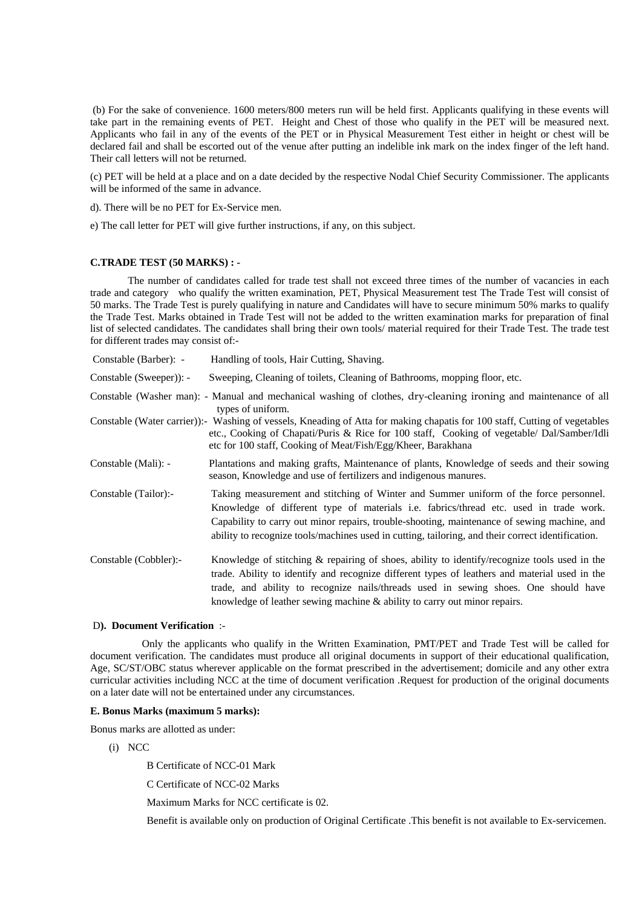(b) For the sake of convenience. 1600 meters/800 meters run will be held first. Applicants qualifying in these events will take part in the remaining events of PET. Height and Chest of those who qualify in the PET will be measured next. Applicants who fail in any of the events of the PET or in Physical Measurement Test either in height or chest will be declared fail and shall be escorted out of the venue after putting an indelible ink mark on the index finger of the left hand. Their call letters will not be returned.

(c) PET will be held at a place and on a date decided by the respective Nodal Chief Security Commissioner. The applicants will be informed of the same in advance.

d). There will be no PET for Ex-Service men.

e) The call letter for PET will give further instructions, if any, on this subject.

**C.TRADE TEST (50 MARKS) : -**

The number of candidates called for trade test shall not exceed three times of the number of vacancies in each trade and category who qualify the written examination, PET, Physical Measurement test The Trade Test will consist of 50 marks. The Trade Test is purely qualifying in nature and Candidates will have to secure minimum 50% marks to qualify the Trade Test. Marks obtained in Trade Test will not be added to the written examination marks for preparation of final list of selected candidates. The candidates shall bring their own tools/ material required for their Trade Test. The trade test for different trades may consist of:-

Constable (Barber): - Handling of tools, Hair Cutting, Shaving.

Constable (Sweeper)): - Sweeping, Cleaning of toilets, Cleaning of Bathrooms, mopping floor, etc.

Constable (Washer man): - Manual and mechanical washing of clothes, dry-cleaning ironing and maintenance of all types of uniform.

Constable (Water carrier)):- Washing of vessels, Kneading of Atta for making chapatis for 100 staff, Cutting of vegetables etc., Cooking of Chapati/Puris & Rice for 100 staff, Cooking of vegetable/ Dal/Samber/Idli etc for 100 staff, Cooking of Meat/Fish/Egg/Kheer, Barakhana

Constable (Mali): - Plantations and making grafts, Maintenance of plants, Knowledge of seeds and their sowing season, Knowledge and use of fertilizers and indigenous manures.

Constable (Tailor):- Taking measurement and stitching of Winter and Summer uniform of the force personnel. Knowledge of different type of materials i.e. fabrics/thread etc. used in trade work. Capability to carry out minor repairs, trouble-shooting, maintenance of sewing machine, and ability to recognize tools/machines used in cutting, tailoring, and their correct identification.

Constable (Cobbler):- Knowledge of stitching & repairing of shoes, ability to identify/recognize tools used in the trade. Ability to identify and recognize different types of leathers and material used in the trade, and ability to recognize nails/threads used in sewing shoes. One should have knowledge of leather sewing machine & ability to carry out minor repairs.

**D). Document Verification** :-

Only the applicants who qualify in the Written Examination, PMT/PET and Trade Test will be called for document verification. The candidates must produce all original documents in support of their educational qualification, Age, SC/ST/OBC status wherever applicable on the format prescribed in the advertisement; domicile and any other extra curricular activities including NCC at the time of document verification .Request for production of the original documents on a later date will not be entertained under any circumstances.

**E. Bonus Marks (maximum 5 marks):**

Bonus marks are allotted as under:

(i) NCC

B Certificate of NCC-01 Mark

C Certificate of NCC-02 Marks

Maximum Marks for NCC certificate is 02.

Benefit is available only on production of Original Certificate .This benefit is not available to Ex-servicemen.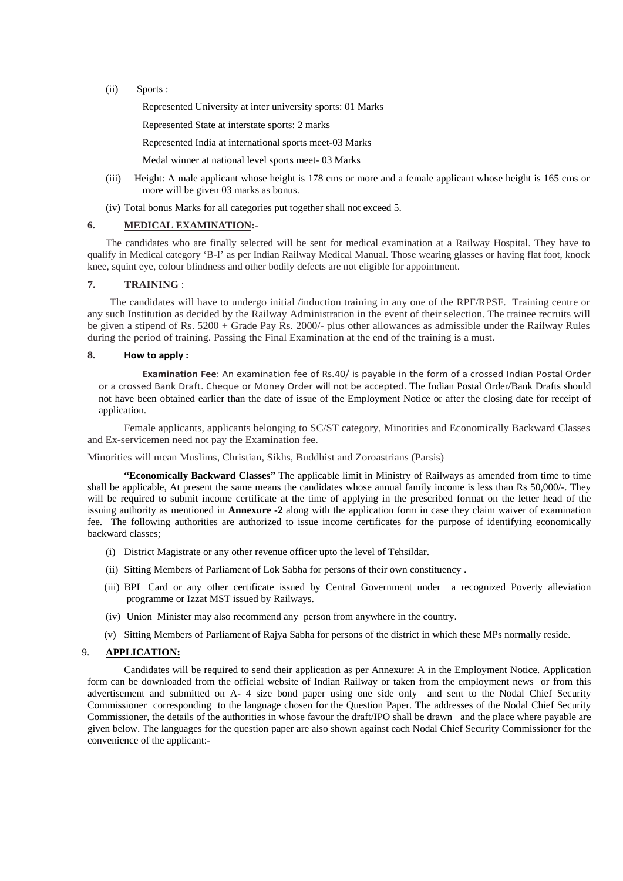(ii) Sports :

Represented University at inter university sports: 01 Marks

Represented State at interstate sports: 2 marks

Represented India at international sports meet-03 Marks

Medal winner at national level sports meet- 03 Marks

(iii) Height: A male applicant whose height is 178 cms or more and a female applicant whose height is 165 cms or more will be given 03 marks as bonus.

(iv) Total bonus Marks for all categories put together shall not exceed 5.

**6. MEDICAL EXAMINATION:-**

The candidates who are finally selected will be sent for medical examination at a Railway Hospital. They have to qualify in Medical category 'B-I' as per Indian Railway Medical Manual. Those wearing glasses or having flat foot, knock knee, squint eye, colour blindness and other bodily defects are not eligible for appointment.

**7. TRAINING** :

The candidates will have to undergo initial /induction training in any one of the RPF/RPSF. Training centre or any such Institution as decided by the Railway Administration in the event of their selection. The trainee recruits will be given a stipend of Rs. 5200 + Grade Pay Rs. 2000/- plus other allowances as admissible under the Railway Rules during the period of training. Passing the Final Examination at the end of the training is a must.

**8. How to apply :**

**Examination Fee**: An examination fee of Rs.40/ is payable in the form of a crossed Indian Postal Order or a crossed Bank Draft. Cheque or Money Order will not be accepted. The Indian Postal Order/Bank Drafts should not have been obtained earlier than the date of issue of the Employment Notice or after the closing date for receipt of application.

Female applicants, applicants belonging to SC/ST category, Minorities and Economically Backward Classes and Ex-servicemen need not pay the Examination fee.

Minorities will mean Muslims, Christian, Sikhs, Buddhist and Zoroastrians (Parsis)

**"Economically Backward Classes"** The applicable limit in Ministry of Railways as amended from time to time shall be applicable, At present the same means the candidates whose annual family income is less than Rs 50,000/-. They will be required to submit income certificate at the time of applying in the prescribed format on the letter head of the issuing authority as mentioned in **Annexure -2** along with the application form in case they claim waiver of examination fee. The following authorities are authorized to issue income certificates for the purpose of identifying economically backward classes;

(i) District Magistrate or any other revenue officer upto the level of Tehsildar.

(ii) Sitting Members of Parliament of Lok Sabha for persons of their own constituency .

(iii) BPL Card or any other certificate issued by Central Government under a recognized Poverty alleviation programme or Izzat MST issued by Railways.

(iv) Union Minister may also recommend any person from anywhere in the country.

(v) Sitting Members of Parliament of Rajya Sabha for persons of the district in which these MPs normally reside.

**9. APPLICATION:**

Candidates will be required to send their application as per Annexure: A in the Employment Notice. Application form can be downloaded from the official website of Indian Railway or taken from the employment news or from this advertisement and submitted on A- 4 size bond paper using one side only and sent to the Nodal Chief Security Commissioner corresponding to the language chosen for the Question Paper. The addresses of the Nodal Chief Security Commissioner, the details of the authorities in whose favour the draft/IPO shall be drawn and the place where payable are given below. The languages for the question paper are also shown against each Nodal Chief Security Commissioner for the convenience of the applicant:-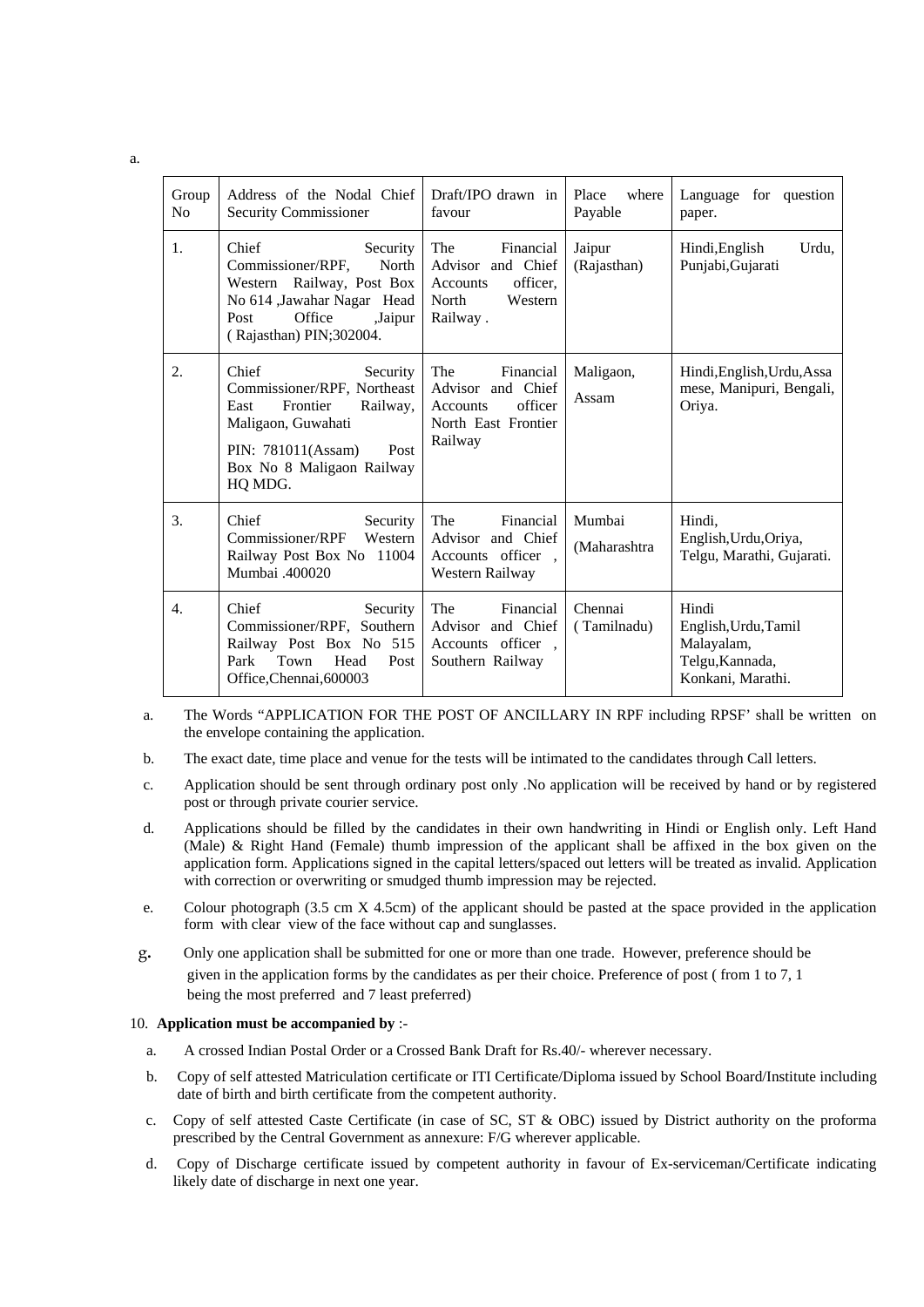a.

| Group No | Address of the Nodal Chief Security Commissioner | Draft/IPO drawn in favour | Place where Payable | Language for question paper. |
|---|---|---|---|---|
| 1. | Chief Security Commissioner/RPF, North Western Railway, Post Box No 614 ,Jawahar Nagar Head Post Office ,Jaipur ( Rajasthan) PIN;302004. | The Financial Advisor and Chief Accounts officer, North Western Railway . | Jaipur (Rajasthan) | Hindi,English Urdu, Punjabi,Gujarati |
| 2. | Chief Security Commissioner/RPF, Northeast East Frontier Railway, Maligaon, Guwahati PIN: 781011(Assam) Post Box No 8 Maligaon Railway HQ MDG. | The Financial Advisor and Chief Accounts officer North East Frontier Railway | Maligaon, Assam | Hindi,English,Urdu,Assamese, Manipuri, Bengali, Oriya. |
| 3. | Chief Security Commissioner/RPF Western Railway Post Box No 11004 Mumbai .400020 | The Financial Advisor and Chief Accounts officer , Western Railway | Mumbai (Maharashtra | Hindi, English,Urdu,Oriya, Telgu, Marathi, Gujarati. |
| 4. | Chief Security Commissioner/RPF, Southern Railway Post Box No 515 Park Town Head Post Office,Chennai,600003 | The Financial Advisor and Chief Accounts officer , Southern Railway | Chennai ( Tamilnadu) | Hindi English,Urdu,Tamil Malayalam, Telgu,Kannada, Konkani, Marathi. |

a. The Words "APPLICATION FOR THE POST OF ANCILLARY IN RPF including RPSF' shall be written on the envelope containing the application.

b. The exact date, time place and venue for the tests will be intimated to the candidates through Call letters.

c. Application should be sent through ordinary post only .No application will be received by hand or by registered post or through private courier service.

d. Applications should be filled by the candidates in their own handwriting in Hindi or English only. Left Hand (Male) & Right Hand (Female) thumb impression of the applicant shall be affixed in the box given on the application form. Applications signed in the capital letters/spaced out letters will be treated as invalid. Application with correction or overwriting or smudged thumb impression may be rejected.

e. Colour photograph (3.5 cm X 4.5cm) of the applicant should be pasted at the space provided in the application form with clear view of the face without cap and sunglasses.

g. Only one application shall be submitted for one or more than one trade. However, preference should be given in the application forms by the candidates as per their choice. Preference of post ( from 1 to 7, 1 being the most preferred and 7 least preferred)

10. **Application must be accompanied by** :-

a. A crossed Indian Postal Order or a Crossed Bank Draft for Rs.40/- wherever necessary.

b. Copy of self attested Matriculation certificate or ITI Certificate/Diploma issued by School Board/Institute including date of birth and birth certificate from the competent authority.

c. Copy of self attested Caste Certificate (in case of SC, ST & OBC) issued by District authority on the proforma prescribed by the Central Government as annexure: F/G wherever applicable.

d. Copy of Discharge certificate issued by competent authority in favour of Ex-serviceman/Certificate indicating likely date of discharge in next one year.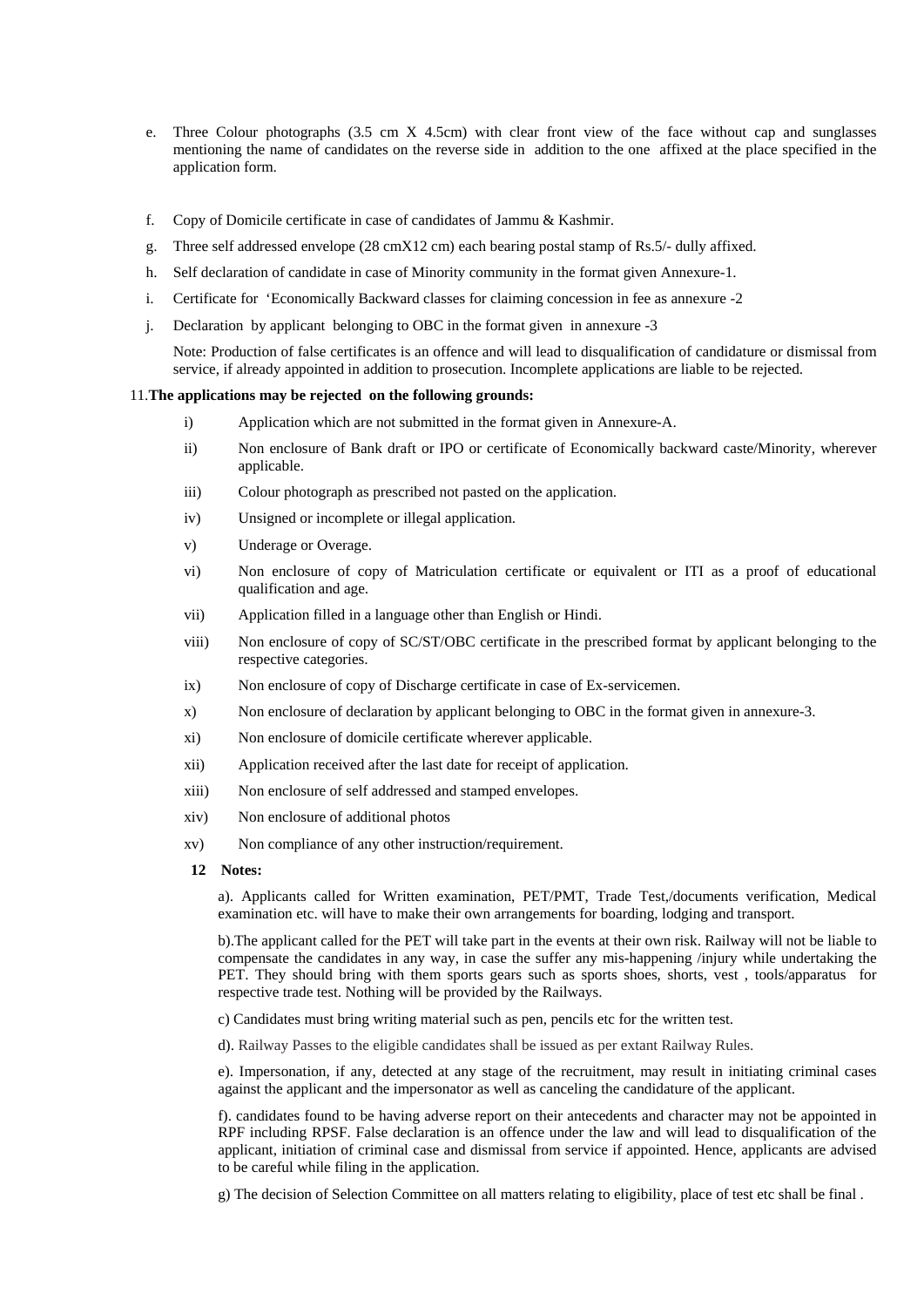e. Three Colour photographs (3.5 cm X 4.5cm) with clear front view of the face without cap and sunglasses mentioning the name of candidates on the reverse side in addition to the one affixed at the place specified in the application form.

f. Copy of Domicile certificate in case of candidates of Jammu & Kashmir.

g. Three self addressed envelope (28 cmX12 cm) each bearing postal stamp of Rs.5/- dully affixed.

h. Self declaration of candidate in case of Minority community in the format given Annexure-1.

i. Certificate for 'Economically Backward classes for claiming concession in fee as annexure -2

j. Declaration by applicant belonging to OBC in the format given in annexure -3

Note: Production of false certificates is an offence and will lead to disqualification of candidature or dismissal from service, if already appointed in addition to prosecution. Incomplete applications are liable to be rejected.

11.**The applications may be rejected on the following grounds:**

i) Application which are not submitted in the format given in Annexure-A.

ii) Non enclosure of Bank draft or IPO or certificate of Economically backward caste/Minority, wherever applicable.

iii) Colour photograph as prescribed not pasted on the application.

iv) Unsigned or incomplete or illegal application.

v) Underage or Overage.

vi) Non enclosure of copy of Matriculation certificate or equivalent or ITI as a proof of educational qualification and age.

vii) Application filled in a language other than English or Hindi.

viii) Non enclosure of copy of SC/ST/OBC certificate in the prescribed format by applicant belonging to the respective categories.

ix) Non enclosure of copy of Discharge certificate in case of Ex-servicemen.

x) Non enclosure of declaration by applicant belonging to OBC in the format given in annexure-3.

xi) Non enclosure of domicile certificate wherever applicable.

xii) Application received after the last date for receipt of application.

xiii) Non enclosure of self addressed and stamped envelopes.

xiv) Non enclosure of additional photos

xv) Non compliance of any other instruction/requirement.

**12 Notes:**

a). Applicants called for Written examination, PET/PMT, Trade Test,/documents verification, Medical examination etc. will have to make their own arrangements for boarding, lodging and transport.

b).The applicant called for the PET will take part in the events at their own risk. Railway will not be liable to compensate the candidates in any way, in case the suffer any mis-happening /injury while undertaking the PET. They should bring with them sports gears such as sports shoes, shorts, vest , tools/apparatus for respective trade test. Nothing will be provided by the Railways.

c) Candidates must bring writing material such as pen, pencils etc for the written test.

d). Railway Passes to the eligible candidates shall be issued as per extant Railway Rules.

e). Impersonation, if any, detected at any stage of the recruitment, may result in initiating criminal cases against the applicant and the impersonator as well as canceling the candidature of the applicant.

f). candidates found to be having adverse report on their antecedents and character may not be appointed in RPF including RPSF. False declaration is an offence under the law and will lead to disqualification of the applicant, initiation of criminal case and dismissal from service if appointed. Hence, applicants are advised to be careful while filing in the application.

g) The decision of Selection Committee on all matters relating to eligibility, place of test etc shall be final .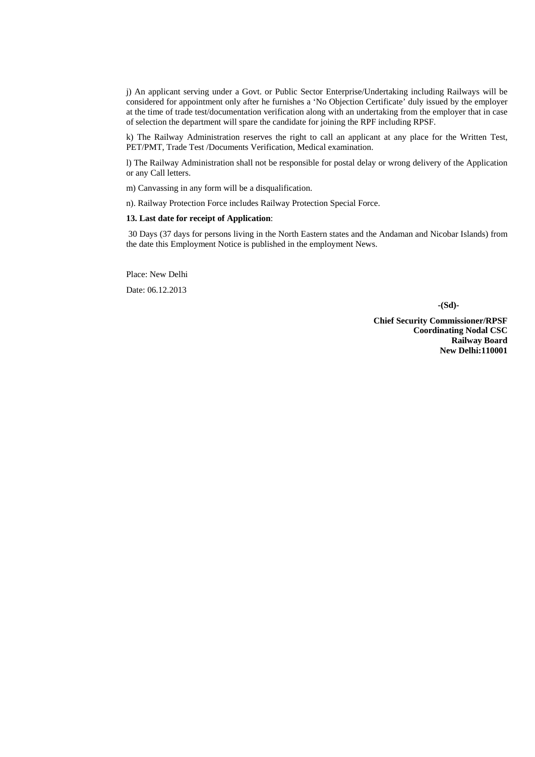j) An applicant serving under a Govt. or Public Sector Enterprise/Undertaking including Railways will be considered for appointment only after he furnishes a 'No Objection Certificate' duly issued by the employer at the time of trade test/documentation verification along with an undertaking from the employer that in case of selection the department will spare the candidate for joining the RPF including RPSF.

k) The Railway Administration reserves the right to call an applicant at any place for the Written Test, PET/PMT, Trade Test /Documents Verification, Medical examination.

l) The Railway Administration shall not be responsible for postal delay or wrong delivery of the Application or any Call letters.

m) Canvassing in any form will be a disqualification.

n). Railway Protection Force includes Railway Protection Special Force.

**13. Last date for receipt of Application**:

30 Days (37 days for persons living in the North Eastern states and the Andaman and Nicobar Islands) from the date this Employment Notice is published in the employment News.

Place: New Delhi

Date: 06.12.2013

**-(Sd)-**

**Chief Security Commissioner/RPSF**
**Coordinating Nodal CSC**
**Railway Board**
**New Delhi:110001**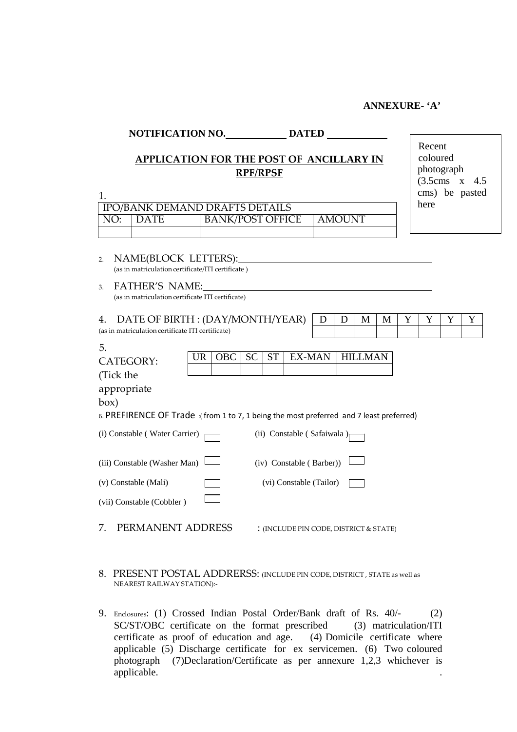**ANNEXURE- 'A'**

**NOTIFICATION NO.\_\_\_\_\_\_\_\_\_\_\_ DATED \_\_\_\_\_\_\_\_\_\_\_**

Recent coloured photograph (3.5cms x 4.5 cms) be pasted here

**APPLICATION FOR THE POST OF ANCILLARY IN RPF/RPSF**

1.

| IPO/BANK DEMAND DRAFTS DETAILS | | | |
|---|---|---|---|
| NO: | DATE | BANK/POST OFFICE | AMOUNT |
| | | | |

2. NAME(BLOCK LETTERS):\_\_\_\_\_\_\_\_\_\_\_\_\_\_\_\_\_\_\_\_\_\_\_\_\_\_\_\_\_\_\_\_\_\_\_\_
   (as in matriculation certificate/ITI certificate )

3. FATHER'S NAME:\_\_\_\_\_\_\_\_\_\_\_\_\_\_\_\_\_\_\_\_\_\_\_\_\_\_\_\_\_\_\_\_\_\_\_\_\_\_\_\_
   (as in matriculation certificate ITI certificate)

4. DATE OF BIRTH : (DAY/MONTH/YEAR)
   (as in matriculation certificate ITI certificate)

| D | D | M | M | Y | Y | Y | Y |
|---|---|---|---|---|---|---|---|
| | | | | | | | |

5. CATEGORY: (Tick the appropriate box)

| UR | OBC | SC | ST | EX-MAN | HILLMAN |
|---|---|---|---|---|---|
| | | | | | |

6. PREFIRENCE OF Trade :( from 1 to 7, 1 being the most preferred and 7 least preferred)

(i) Constable ( Water Carrier) [ ]  (ii) Constable ( Safaiwala ) [ ]

(iii) Constable (Washer Man) [ ]  (iv) Constable ( Barber)) [ ]

(v) Constable (Mali) [ ]  (vi) Constable (Tailor) [ ]

(vii) Constable (Cobbler ) [ ]

7. PERMANENT ADDRESS : (INCLUDE PIN CODE, DISTRICT & STATE)

8. PRESENT POSTAL ADDRERSS: (INCLUDE PIN CODE, DISTRICT , STATE as well as NEAREST RAILWAY STATION):-

9. Enclosures: (1) Crossed Indian Postal Order/Bank draft of Rs. 40/- (2) SC/ST/OBC certificate on the format prescribed (3) matriculation/ITI certificate as proof of education and age. (4) Domicile certificate where applicable (5) Discharge certificate for ex servicemen. (6) Two coloured photograph (7)Declaration/Certificate as per annexure 1,2,3 whichever is applicable.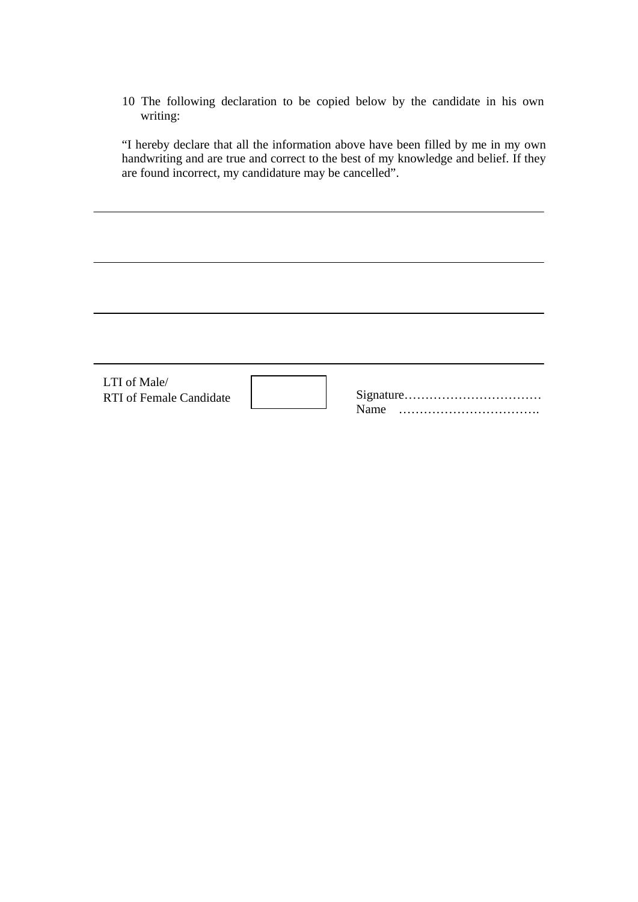10 The following declaration to be copied below by the candidate in his own writing:

"I hereby declare that all the information above have been filled by me in my own handwriting and are true and correct to the best of my knowledge and belief. If they are found incorrect, my candidature may be cancelled".

---

---

---

---

LTI of Male/
RTI of Female Candidate

Signature……………………………
Name …………………………….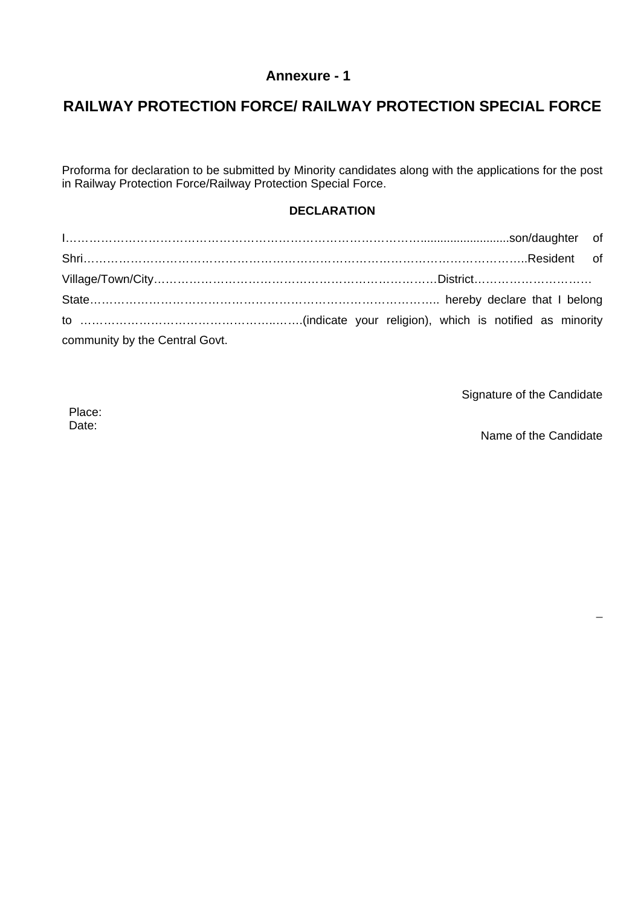## Annexure - 1

# RAILWAY PROTECTION FORCE/ RAILWAY PROTECTION SPECIAL FORCE

Proforma for declaration to be submitted by Minority candidates along with the applications for the post in Railway Protection Force/Railway Protection Special Force.

### DECLARATION

I………………………………………………………………………………...........................son/daughter of Shri………………………………………………………………………………………………..Resident of Village/Town/City……………………………………………………………District………………………… State……………………………………………………………………………….. hereby declare that I belong to ………………………………………….…….(indicate your religion), which is notified as minority community by the Central Govt.

Signature of the Candidate

Place:
Date:

Name of the Candidate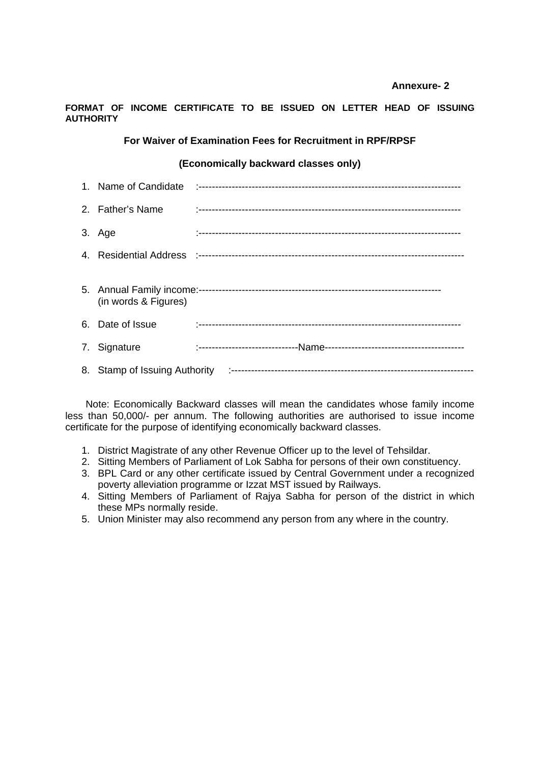**Annexure- 2**

**FORMAT OF INCOME CERTIFICATE TO BE ISSUED ON LETTER HEAD OF ISSUING AUTHORITY**

**For Waiver of Examination Fees for Recruitment in RPF/RPSF**

**(Economically backward classes only)**

1. Name of Candidate :------------------------------------------------------------------------------
2. Father's Name :------------------------------------------------------------------------------
3. Age :------------------------------------------------------------------------------
4. Residential Address :-------------------------------------------------------------------------------
5. Annual Family income:------------------------------------------------------------------------
   (in words & Figures)
6. Date of Issue :------------------------------------------------------------------------------
7. Signature :------------------------------Name------------------------------------------
8. Stamp of Issuing Authority :------------------------------------------------------------------------

Note: Economically Backward classes will mean the candidates whose family income less than 50,000/- per annum. The following authorities are authorised to issue income certificate for the purpose of identifying economically backward classes.

1. District Magistrate of any other Revenue Officer up to the level of Tehsildar.
2. Sitting Members of Parliament of Lok Sabha for persons of their own constituency.
3. BPL Card or any other certificate issued by Central Government under a recognized poverty alleviation programme or Izzat MST issued by Railways.
4. Sitting Members of Parliament of Rajya Sabha for person of the district in which these MPs normally reside.
5. Union Minister may also recommend any person from any where in the country.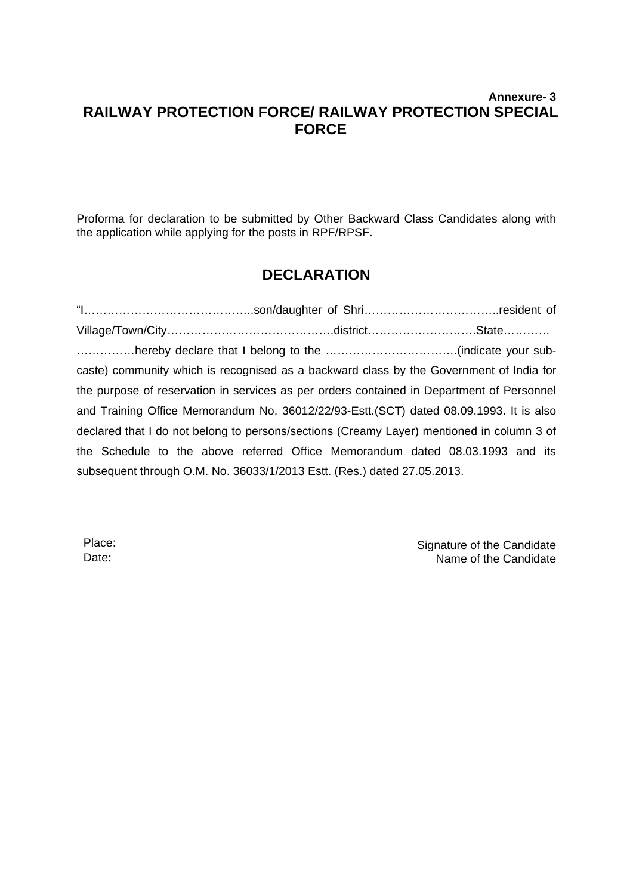**Annexure- 3**

# RAILWAY PROTECTION FORCE/ RAILWAY PROTECTION SPECIAL FORCE

Proforma for declaration to be submitted by Other Backward Class Candidates along with the application while applying for the posts in RPF/RPSF.

## DECLARATION

"I……………………………………..son/daughter of Shri……………………………..resident of Village/Town/City…………………………………….district……………………….State………… ……………hereby declare that I belong to the …………………………….(indicate your sub-caste) community which is recognised as a backward class by the Government of India for the purpose of reservation in services as per orders contained in Department of Personnel and Training Office Memorandum No. 36012/22/93-Estt.(SCT) dated 08.09.1993. It is also declared that I do not belong to persons/sections (Creamy Layer) mentioned in column 3 of the Schedule to the above referred Office Memorandum dated 08.03.1993 and its subsequent through O.M. No. 36033/1/2013 Estt. (Res.) dated 27.05.2013.

Place:
Date:

Signature of the Candidate
Name of the Candidate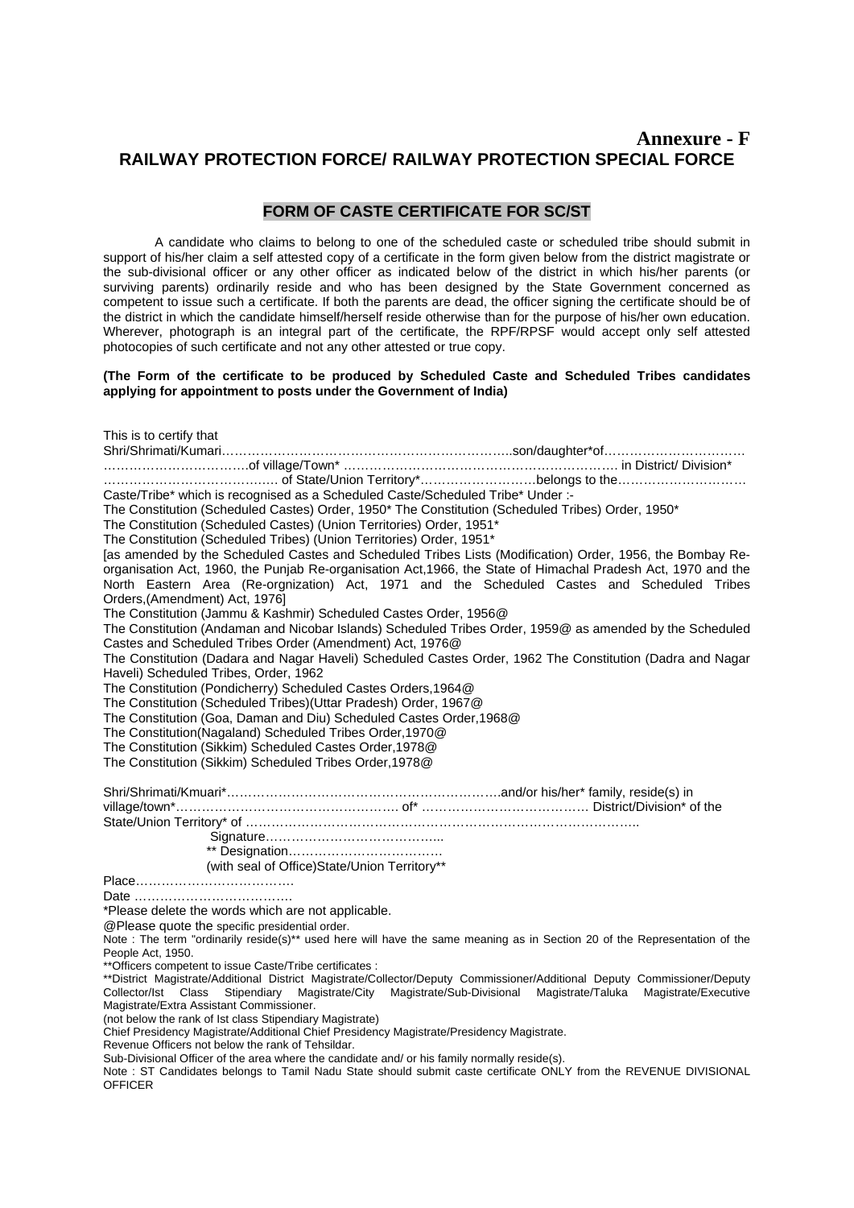**Annexure - F**

# RAILWAY PROTECTION FORCE/ RAILWAY PROTECTION SPECIAL FORCE

## FORM OF CASTE CERTIFICATE FOR SC/ST

A candidate who claims to belong to one of the scheduled caste or scheduled tribe should submit in support of his/her claim a self attested copy of a certificate in the form given below from the district magistrate or the sub-divisional officer or any other officer as indicated below of the district in which his/her parents (or surviving parents) ordinarily reside and who has been designed by the State Government concerned as competent to issue such a certificate. If both the parents are dead, the officer signing the certificate should be of the district in which the candidate himself/herself reside otherwise than for the purpose of his/her own education. Wherever, photograph is an integral part of the certificate, the RPF/RPSF would accept only self attested photocopies of such certificate and not any other attested or true copy.

**(The Form of the certificate to be produced by Scheduled Caste and Scheduled Tribes candidates applying for appointment to posts under the Government of India)**

This is to certify that Shri/Shrimati/Kumari……………………………………………………………..son/daughter*of…………………………… ……………………………of village/Town* ……………………………………………………… in District/ Division* …………………………………… of State/Union Territory*………………………belongs to the………………………… Caste/Tribe* which is recognised as a Scheduled Caste/Scheduled Tribe* Under :-

The Constitution (Scheduled Castes) Order, 1950* The Constitution (Scheduled Tribes) Order, 1950*

The Constitution (Scheduled Castes) (Union Territories) Order, 1951*

The Constitution (Scheduled Tribes) (Union Territories) Order, 1951*

[as amended by the Scheduled Castes and Scheduled Tribes Lists (Modification) Order, 1956, the Bombay Re-organisation Act, 1960, the Punjab Re-organisation Act,1966, the State of Himachal Pradesh Act, 1970 and the North Eastern Area (Re-orgnization) Act, 1971 and the Scheduled Castes and Scheduled Tribes Orders,(Amendment) Act, 1976]

The Constitution (Jammu & Kashmir) Scheduled Castes Order, 1956@

The Constitution (Andaman and Nicobar Islands) Scheduled Tribes Order, 1959@ as amended by the Scheduled Castes and Scheduled Tribes Order (Amendment) Act, 1976@

The Constitution (Dadara and Nagar Haveli) Scheduled Castes Order, 1962 The Constitution (Dadra and Nagar Haveli) Scheduled Tribes, Order, 1962

The Constitution (Pondicherry) Scheduled Castes Orders,1964@

The Constitution (Scheduled Tribes)(Uttar Pradesh) Order, 1967@

The Constitution (Goa, Daman and Diu) Scheduled Castes Order,1968@

The Constitution(Nagaland) Scheduled Tribes Order,1970@

The Constitution (Sikkim) Scheduled Castes Order,1978@

The Constitution (Sikkim) Scheduled Tribes Order,1978@

Shri/Shrimati/Kmuari*………………………………………………………..and/or his/her* family, reside(s) in village/town*……………………………………………. of* ………………………………… District/Division* of the State/Union Territory* of ……………………………………………………………………………..

Signature…………………………………...

** Designation………………………………

(with seal of Office)State/Union Territory**

Place……………………………….

Date ……………………………….

*Please delete the words which are not applicable.

@Please quote the specific presidential order.

Note : The term "ordinarily reside(s)"** used here will have the same meaning as in Section 20 of the Representation of the People Act, 1950.

**Officers competent to issue Caste/Tribe certificates :

**District Magistrate/Additional District Magistrate/Collector/Deputy Commissioner/Additional Deputy Commissioner/Deputy Collector/Ist Class Stipendiary Magistrate/City Magistrate/Sub-Divisional Magistrate/Taluka Magistrate/Executive Magistrate/Extra Assistant Commissioner.

(not below the rank of Ist class Stipendiary Magistrate)

Chief Presidency Magistrate/Additional Chief Presidency Magistrate/Presidency Magistrate.

Revenue Officers not below the rank of Tehsildar.

Sub-Divisional Officer of the area where the candidate and/ or his family normally reside(s).

Note : ST Candidates belongs to Tamil Nadu State should submit caste certificate ONLY from the REVENUE DIVISIONAL OFFICER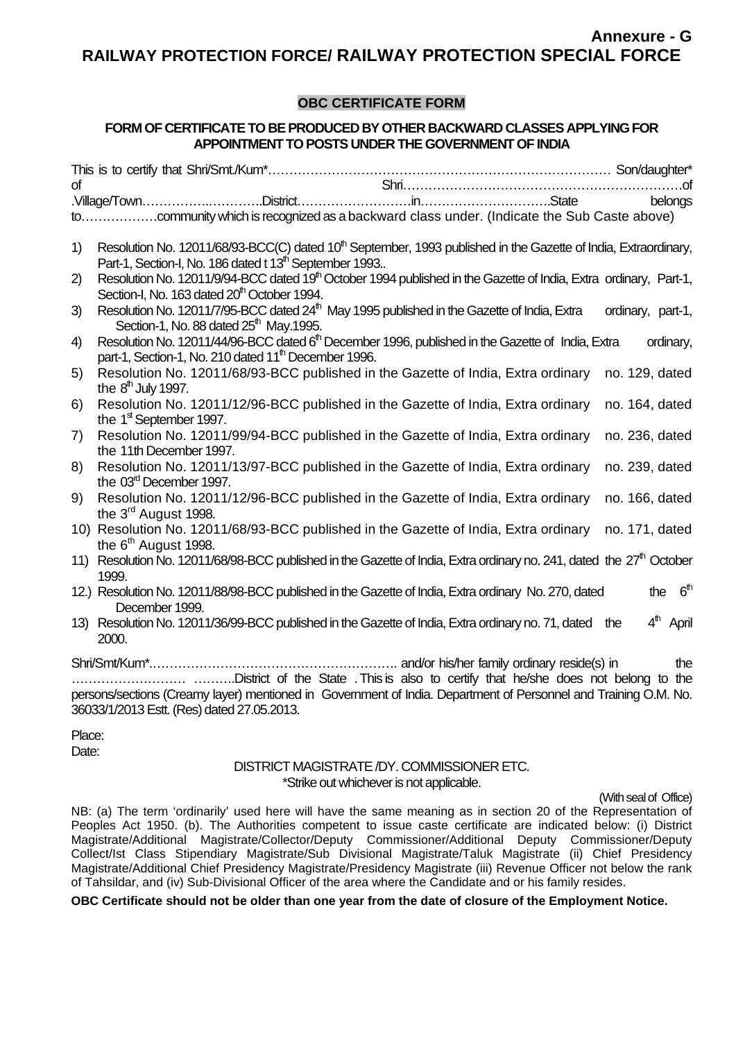**Annexure - G**

# RAILWAY PROTECTION FORCE/ RAILWAY PROTECTION SPECIAL FORCE

## OBC CERTIFICATE FORM

### FORM OF CERTIFICATE TO BE PRODUCED BY OTHER BACKWARD CLASSES APPLYING FOR APPOINTMENT TO POSTS UNDER THE GOVERNMENT OF INDIA

This is to certify that Shri/Smt./Kum*………………………………………………………………………… Son/daughter* of Shri…………………………………………………………of .Village/Town……………..………….District………………………in…………………………State belongs to………………community which is recognized as a backward class under. (Indicate the Sub Caste above)

1) Resolution No. 12011/68/93-BCC(C) dated 10th September, 1993 published in the Gazette of India, Extraordinary, Part-1, Section-I, No. 186 dated t 13th September 1993..
2) Resolution No. 12011/9/94-BCC dated 19th October 1994 published in the Gazette of India, Extra ordinary, Part-1, Section-I, No. 163 dated 20th October 1994.
3) Resolution No. 12011/7/95-BCC dated 24th May 1995 published in the Gazette of India, Extra ordinary, part-1, Section-1, No. 88 dated 25th May.1995.
4) Resolution No. 12011/44/96-BCC dated 6th December 1996, published in the Gazette of India, Extra ordinary, part-1, Section-1, No. 210 dated 11th December 1996.
5) Resolution No. 12011/68/93-BCC published in the Gazette of India, Extra ordinary no. 129, dated the 8th July 1997.
6) Resolution No. 12011/12/96-BCC published in the Gazette of India, Extra ordinary no. 164, dated the 1st September 1997.
7) Resolution No. 12011/99/94-BCC published in the Gazette of India, Extra ordinary no. 236, dated the 11th December 1997.
8) Resolution No. 12011/13/97-BCC published in the Gazette of India, Extra ordinary no. 239, dated the 03rd December 1997.
9) Resolution No. 12011/12/96-BCC published in the Gazette of India, Extra ordinary no. 166, dated the 3rd August 1998.
10) Resolution No. 12011/68/93-BCC published in the Gazette of India, Extra ordinary no. 171, dated the 6th August 1998.
11) Resolution No. 12011/68/98-BCC published in the Gazette of India, Extra ordinary no. 241, dated the 27th October 1999.
12.) Resolution No. 12011/88/98-BCC published in the Gazette of India, Extra ordinary No. 270, dated the 6th December 1999.
13) Resolution No. 12011/36/99-BCC published in the Gazette of India, Extra ordinary no. 71, dated the 4th April 2000.

Shri/Smt/Kum*.………………………………………………….. and/or his/her family ordinary reside(s) in the ……………………… ……….District of the State . This is also to certify that he/she does not belong to the persons/sections (Creamy layer) mentioned in Government of India. Department of Personnel and Training O.M. No. 36033/1/2013 Estt. (Res) dated 27.05.2013.

Place:

Date:

DISTRICT MAGISTRATE /DY. COMMISSIONER ETC.

*Strike out whichever is not applicable.

(With seal of Office)

NB: (a) The term 'ordinarily' used here will have the same meaning as in section 20 of the Representation of Peoples Act 1950. (b). The Authorities competent to issue caste certificate are indicated below: (i) District Magistrate/Additional Magistrate/Collector/Deputy Commissioner/Additional Deputy Commissioner/Deputy Collect/Ist Class Stipendiary Magistrate/Sub Divisional Magistrate/Taluk Magistrate (ii) Chief Presidency Magistrate/Additional Chief Presidency Magistrate/Presidency Magistrate (iii) Revenue Officer not below the rank of Tahsildar, and (iv) Sub-Divisional Officer of the area where the Candidate and or his family resides.

**OBC Certificate should not be older than one year from the date of closure of the Employment Notice.**